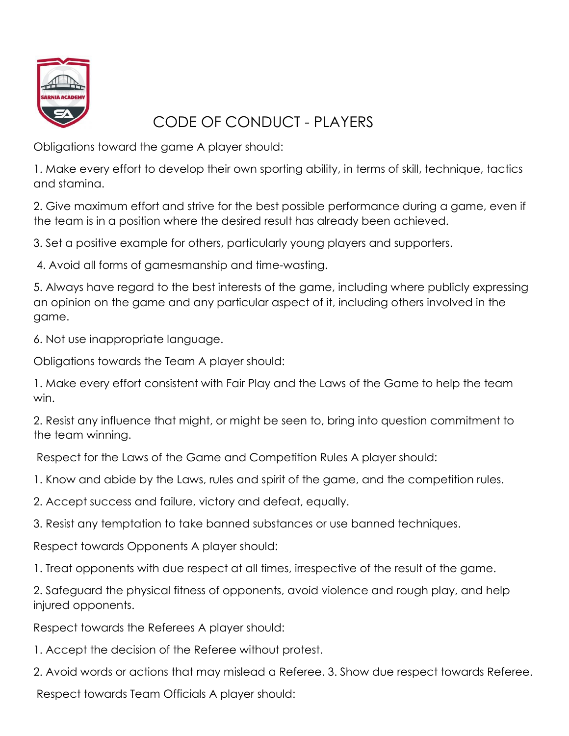# CODE OF CONDUCT - PLAYERS

Obligations toward the game A player should:

1. Make every effort to develop their own sporting ability, in terms of skill, technique, tactics and stamina.

2. Give maximum effort and strive for the best possible performance during a game, even if the team is in a position where the desired result has already been achieved.

3. Set a positive example for others, particularly young players and supporters.

4. Avoid all forms of gamesmanship and time-wasting.

5. Always have regard to the best interests of the game, including where publicly expressing an opinion on the game and any particular aspect of it, including others involved in the game.

6. Not use inappropriate language.

Obligations towards the Team A player should:

1. Make every effort consistent with Fair Play and the Laws of the Game to help the team win.

2. Resist any influence that might, or might be seen to, bring into question commitment to the team winning.

Respect for the Laws of the Game and Competition Rules A player should:

1. Know and abide by the Laws, rules and spirit of the game, and the competition rules.

2. Accept success and failure, victory and defeat, equally.

3. Resist any temptation to take banned substances or use banned techniques.

Respect towards Opponents A player should:

1. Treat opponents with due respect at all times, irrespective of the result of the game.

2. Safeguard the physical fitness of opponents, avoid violence and rough play, and help injured opponents.

Respect towards the Referees A player should:

1. Accept the decision of the Referee without protest.

2. Avoid words or actions that may mislead a Referee. 3. Show due respect towards Referee.

Respect towards Team Officials A player should: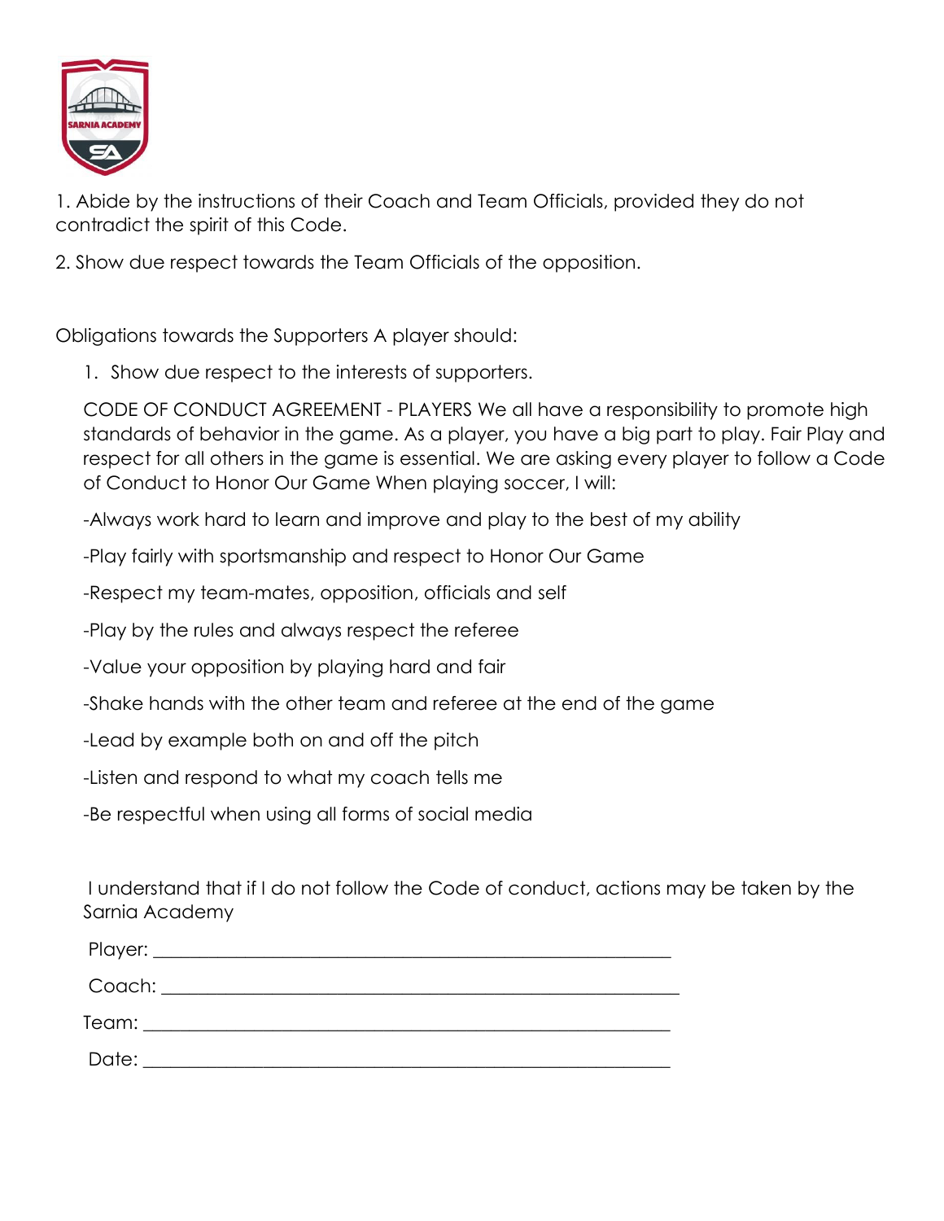1. Abide by the instructions of their Coach and Team Officials, provided they do not contradict the spirit of this Code.

2. Show due respect towards the Team Officials of the opposition.

Obligations towards the Supporters A player should:

1. Show due respect to the interests of supporters.

CODE OF CONDUCT AGREEMENT - PLAYERS We all have a responsibility to promote high standards of behavior in the game. As a player, you have a big part to play. Fair Play and respect for all others in the game is essential. We are asking every player to follow a Code of Conduct to Honor Our Game When playing soccer, I will:

-Always work hard to learn and improve and play to the best of my ability

-Play fairly with sportsmanship and respect to Honor Our Game

-Respect my team-mates, opposition, officials and self

-Play by the rules and always respect the referee

-Value your opposition by playing hard and fair

-Shake hands with the other team and referee at the end of the game

-Lead by example both on and off the pitch

-Listen and respond to what my coach tells me

-Be respectful when using all forms of social media

I understand that if I do not follow the Code of conduct, actions may be taken by the Sarnia Academy

Player: ______________________________________________________

Coach: ______________________________________________________

Team: ______________________________________________________

Date: ______________________________________________________